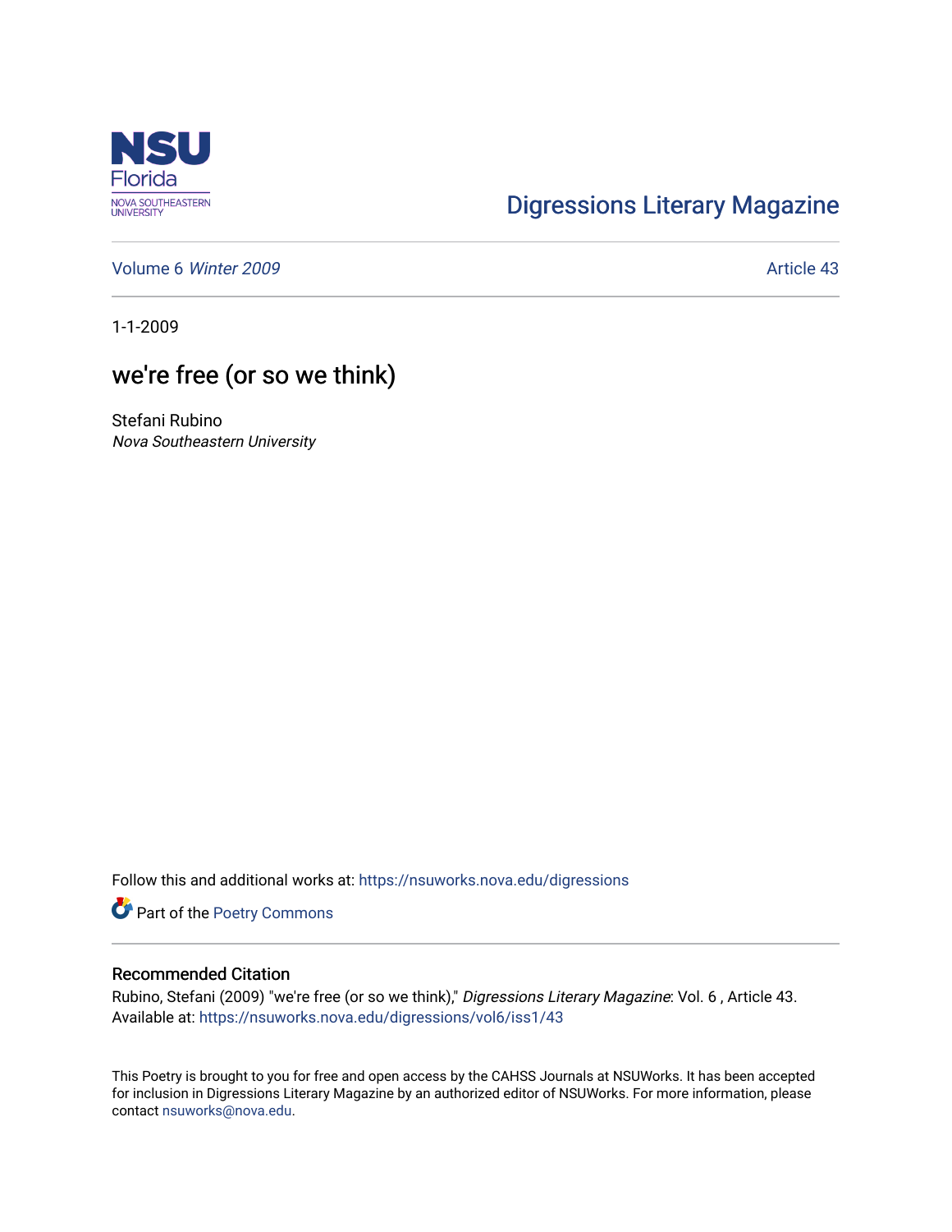Digressions Literary Magazine

Volume 6 *Winter 2009* Article 43

1-1-2009

# we're free (or so we think)

Stefani Rubino
*Nova Southeastern University*

Follow this and additional works at: https://nsuworks.nova.edu/digressions

Part of the Poetry Commons

## Recommended Citation

Rubino, Stefani (2009) "we're free (or so we think)," *Digressions Literary Magazine*: Vol. 6 , Article 43.
Available at: https://nsuworks.nova.edu/digressions/vol6/iss1/43

This Poetry is brought to you for free and open access by the CAHSS Journals at NSUWorks. It has been accepted for inclusion in Digressions Literary Magazine by an authorized editor of NSUWorks. For more information, please contact nsuworks@nova.edu.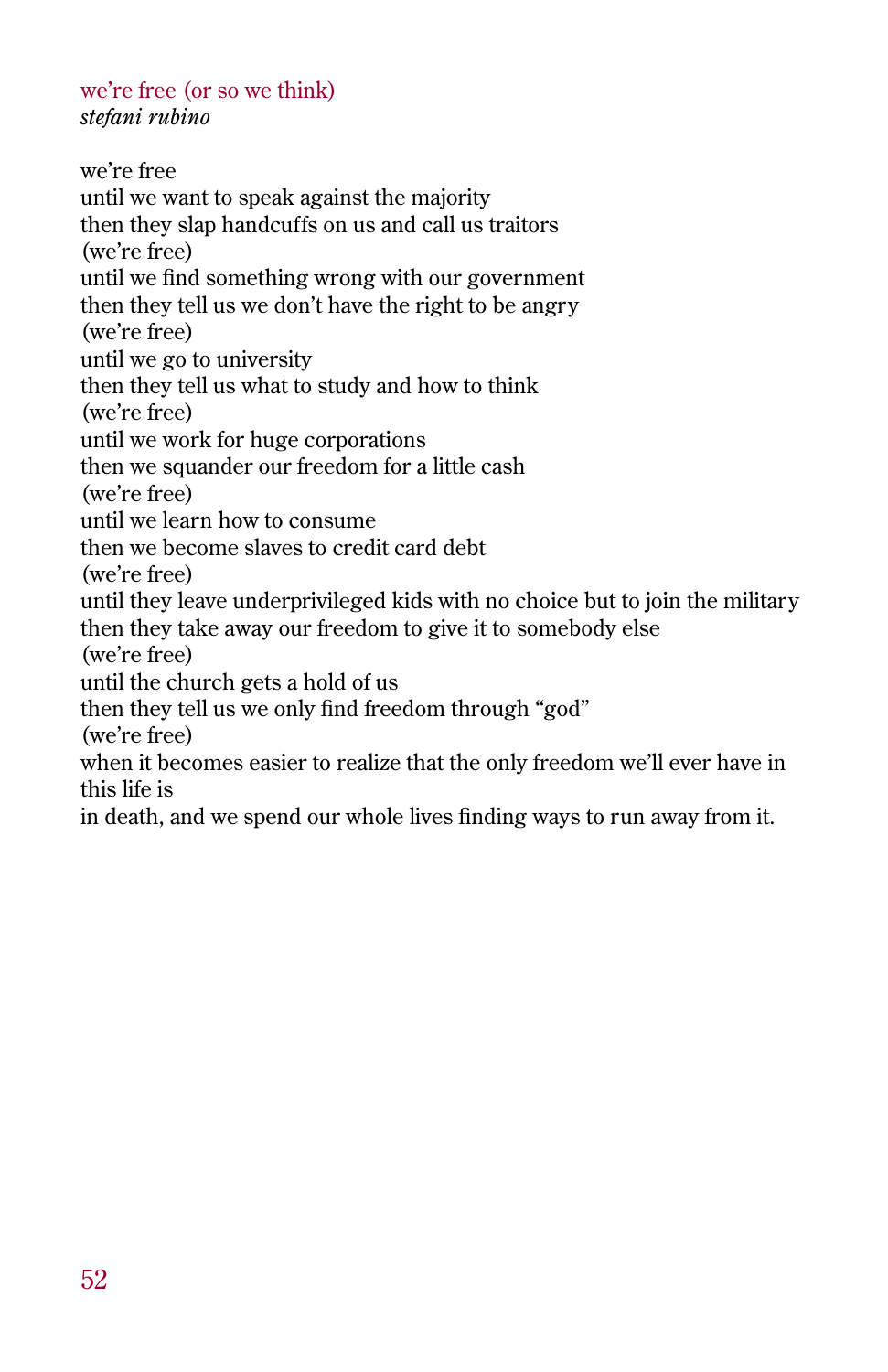## we're free (or so we think)

*stefani rubino*

we're free  
until we want to speak against the majority  
then they slap handcuffs on us and call us traitors  
(we're free)  
until we find something wrong with our government  
then they tell us we don't have the right to be angry  
(we're free)  
until we go to university  
then they tell us what to study and how to think  
(we're free)  
until we work for huge corporations  
then we squander our freedom for a little cash  
(we're free)  
until we learn how to consume  
then we become slaves to credit card debt  
(we're free)  
until they leave underprivileged kids with no choice but to join the military  
then they take away our freedom to give it to somebody else  
(we're free)  
until the church gets a hold of us  
then they tell us we only find freedom through "god"  
(we're free)  
when it becomes easier to realize that the only freedom we'll ever have in this life is  
in death, and we spend our whole lives finding ways to run away from it.